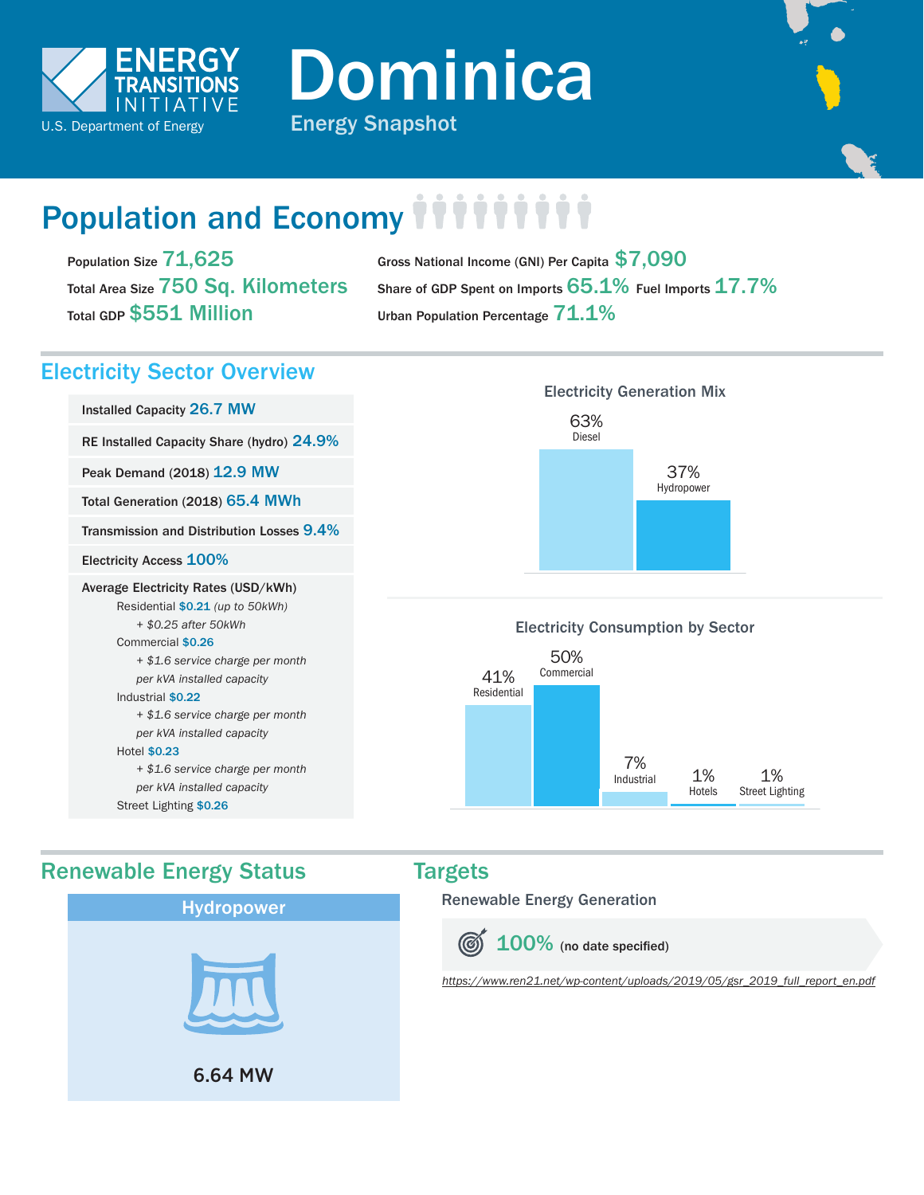ENERGY TRANSITIONS INITIATIVE
U.S. Department of Energy

# Dominica

Energy Snapshot

## Population and Economy

Population Size **71,625**

Total Area Size **750 Sq. Kilometers**

Total GDP **$551 Million**

Gross National Income (GNI) Per Capita **$7,090**

Share of GDP Spent on Imports **65.1%** Fuel Imports **17.7%**

Urban Population Percentage **71.1%**

## Electricity Sector Overview

Installed Capacity **26.7 MW**

RE Installed Capacity Share (hydro) **24.9%**

Peak Demand (2018) **12.9 MW**

Total Generation (2018) **65.4 MWh**

Transmission and Distribution Losses **9.4%**

Electricity Access **100%**

Average Electricity Rates (USD/kWh)

- Residential **$0.21** *(up to 50kWh)*
  - *+ $0.25 after 50kWh*
- Commercial **$0.26**
  - *+ $1.6 service charge per month per kVA installed capacity*
- Industrial **$0.22**
  - *+ $1.6 service charge per month per kVA installed capacity*
- Hotel **$0.23**
  - *+ $1.6 service charge per month per kVA installed capacity*
- Street Lighting **$0.26**

### Electricity Generation Mix

| Source | Share |
|---|---|
| Diesel | 63% |
| Hydropower | 37% |

### Electricity Consumption by Sector

| Sector | Share |
|---|---|
| Residential | 41% |
| Commercial | 50% |
| Industrial | 7% |
| Hotels | 1% |
| Street Lighting | 1% |

## Renewable Energy Status

### Hydropower

6.64 MW

## Targets

### Renewable Energy Generation

**100%** (no date specified)

https://www.ren21.net/wp-content/uploads/2019/05/gsr_2019_full_report_en.pdf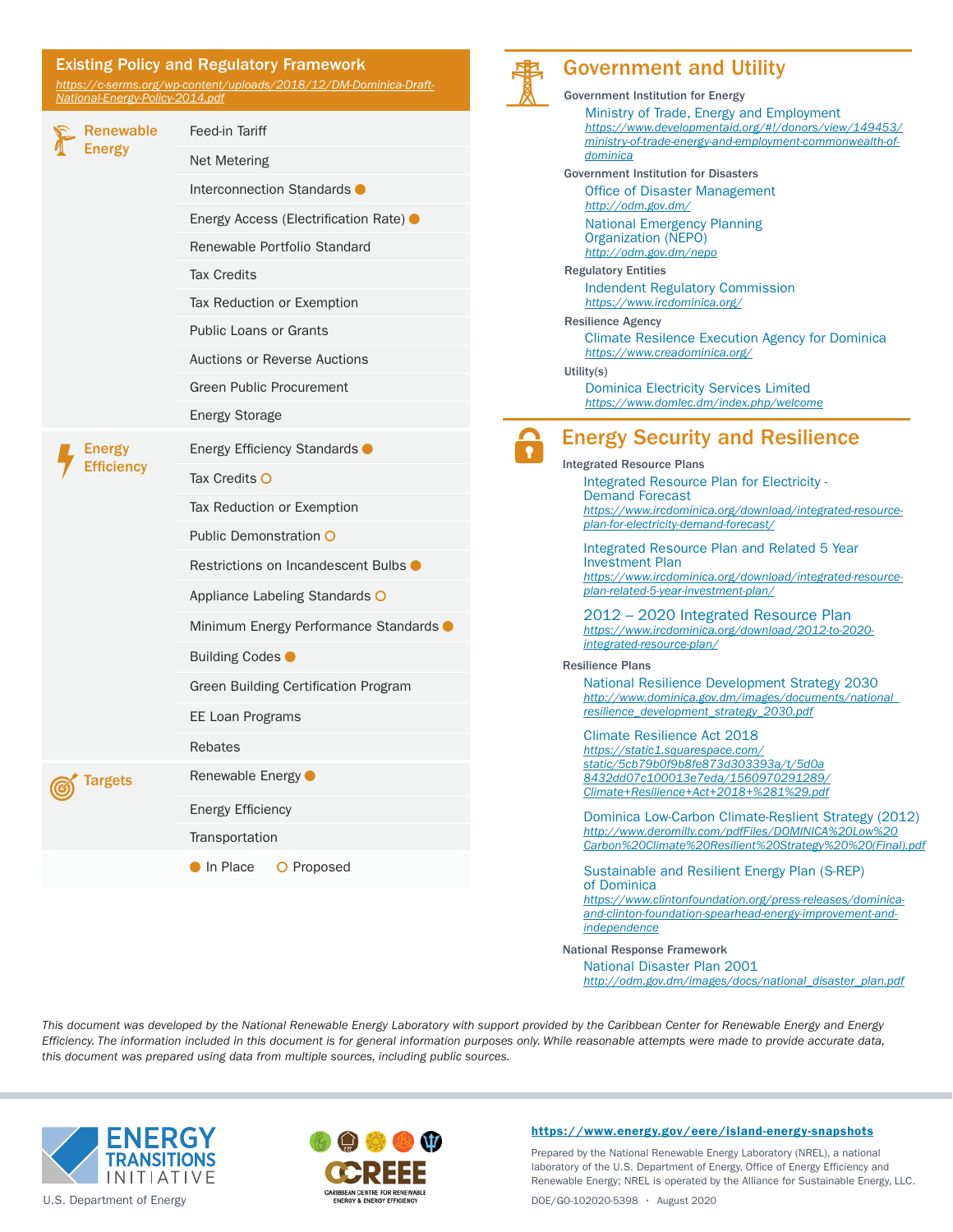## Existing Policy and Regulatory Framework

https://c-serms.org/wp-content/uploads/2018/12/DM-Dominica-Draft-National-Energy-Policy-2014.pdf

| | | |
|---|---|---|
| Renewable Energy | Feed-in Tariff | |
| | Net Metering | |
| | Interconnection Standards | ● |
| | Energy Access (Electrification Rate) | ● |
| | Renewable Portfolio Standard | |
| | Tax Credits | |
| | Tax Reduction or Exemption | |
| | Public Loans or Grants | |
| | Auctions or Reverse Auctions | |
| | Green Public Procurement | |
| | Energy Storage | |
| Energy Efficiency | Energy Efficiency Standards | ● |
| | Tax Credits | ○ |
| | Tax Reduction or Exemption | |
| | Public Demonstration | ○ |
| | Restrictions on Incandescent Bulbs | ● |
| | Appliance Labeling Standards | ○ |
| | Minimum Energy Performance Standards | ● |
| | Building Codes | ● |
| | Green Building Certification Program | |
| | EE Loan Programs | |
| | Rebates | |
| Targets | Renewable Energy | ● |
| | Energy Efficiency | |
| | Transportation | |

● In Place ○ Proposed

## Government and Utility

**Government Institution for Energy**

Ministry of Trade, Energy and Employment
https://www.developmentaid.org/#!/donors/view/149453/ministry-of-trade-energy-and-employment-commonwealth-of-dominica

**Government Institution for Disasters**

Office of Disaster Management
http://odm.gov.dm/

National Emergency Planning Organization (NEPO)
http://odm.gov.dm/nepo

**Regulatory Entities**

Indendent Regulatory Commission
https://www.ircdominica.org/

**Resilience Agency**

Climate Resilience Execution Agency for Dominica
https://www.creadominica.org/

**Utility(s)**

Dominica Electricity Services Limited
https://www.domlec.dm/index.php/welcome

## Energy Security and Resilience

**Integrated Resource Plans**

Integrated Resource Plan for Electricity - Demand Forecast
https://www.ircdominica.org/download/integrated-resource-plan-for-electricity-demand-forecast/

Integrated Resource Plan and Related 5 Year Investment Plan
https://www.ircdominica.org/download/integrated-resource-plan-related-5-year-investment-plan/

2012 – 2020 Integrated Resource Plan
https://www.ircdominica.org/download/2012-to-2020-integrated-resource-plan/

**Resilience Plans**

National Resilience Development Strategy 2030
http://www.dominica.gov.dm/images/documents/national_resilience_development_strategy_2030.pdf

Climate Resilience Act 2018
https://static1.squarespace.com/static/5cb79b0f9b8fe873d303393a/t/5d0a8432dd07c100013e7eda/1560970291289/Climate+Resilience+Act+2018+%281%29.pdf

Dominica Low-Carbon Climate-Reslient Strategy (2012)
http://www.deromilly.com/pdfFiles/DOMINICA%20Low%20Carbon%20Climate%20Resilient%20Strategy%20%20(Final).pdf

Sustainable and Resilient Energy Plan (S-REP) of Dominica
https://www.clintonfoundation.org/press-releases/dominica-and-clinton-foundation-spearhead-energy-improvement-and-independence

**National Response Framework**

National Disaster Plan 2001
http://odm.gov.dm/images/docs/national_disaster_plan.pdf

*This document was developed by the National Renewable Energy Laboratory with support provided by the Caribbean Center for Renewable Energy and Energy Efficiency. The information included in this document is for general information purposes only. While reasonable attempts were made to provide accurate data, this document was prepared using data from multiple sources, including public sources.*

ENERGY TRANSITIONS INITIATIVE
U.S. Department of Energy

CCREEE
CARIBBEAN CENTRE FOR RENEWABLE ENERGY & ENERGY EFFICIENCY

**https://www.energy.gov/eere/island-energy-snapshots**

Prepared by the National Renewable Energy Laboratory (NREL), a national laboratory of the U.S. Department of Energy, Office of Energy Efficiency and Renewable Energy; NREL is operated by the Alliance for Sustainable Energy, LLC.

DOE/GO-102020-5398 · August 2020